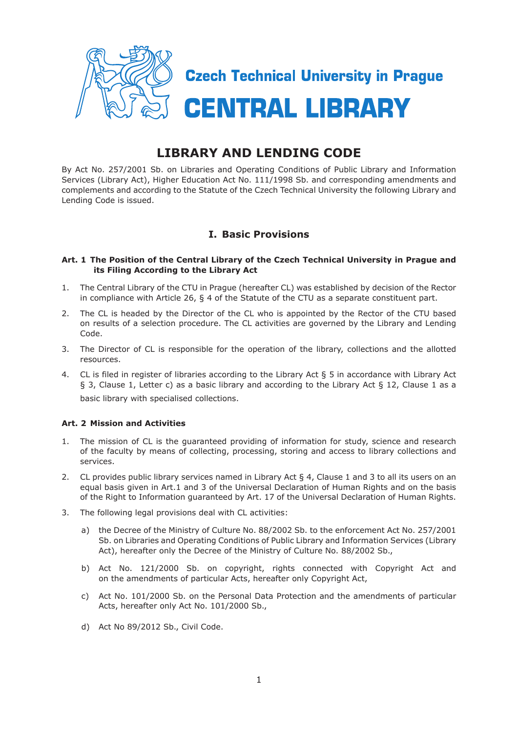Czech Technical University in Prague

CENTRAL LIBRARY

# LIBRARY AND LENDING CODE

By Act No. 257/2001 Sb. on Libraries and Operating Conditions of Public Library and Information Services (Library Act), Higher Education Act No. 111/1998 Sb. and corresponding amendments and complements and according to the Statute of the Czech Technical University the following Library and Lending Code is issued.

## I. Basic Provisions

### Art. 1 The Position of the Central Library of the Czech Technical University in Prague and its Filing According to the Library Act

1. The Central Library of the CTU in Prague (hereafter CL) was established by decision of the Rector in compliance with Article 26, § 4 of the Statute of the CTU as a separate constituent part.
2. The CL is headed by the Director of the CL who is appointed by the Rector of the CTU based on results of a selection procedure. The CL activities are governed by the Library and Lending Code.
3. The Director of CL is responsible for the operation of the library, collections and the allotted resources.
4. CL is filed in register of libraries according to the Library Act § 5 in accordance with Library Act § 3, Clause 1, Letter c) as a basic library and according to the Library Act § 12, Clause 1 as a basic library with specialised collections.

### Art. 2 Mission and Activities

1. The mission of CL is the guaranteed providing of information for study, science and research of the faculty by means of collecting, processing, storing and access to library collections and services.
2. CL provides public library services named in Library Act § 4, Clause 1 and 3 to all its users on an equal basis given in Art.1 and 3 of the Universal Declaration of Human Rights and on the basis of the Right to Information guaranteed by Art. 17 of the Universal Declaration of Human Rights.
3. The following legal provisions deal with CL activities:
   a) the Decree of the Ministry of Culture No. 88/2002 Sb. to the enforcement Act No. 257/2001 Sb. on Libraries and Operating Conditions of Public Library and Information Services (Library Act), hereafter only the Decree of the Ministry of Culture No. 88/2002 Sb.,
   b) Act No. 121/2000 Sb. on copyright, rights connected with Copyright Act and on the amendments of particular Acts, hereafter only Copyright Act,
   c) Act No. 101/2000 Sb. on the Personal Data Protection and the amendments of particular Acts, hereafter only Act No. 101/2000 Sb.,
   d) Act No 89/2012 Sb., Civil Code.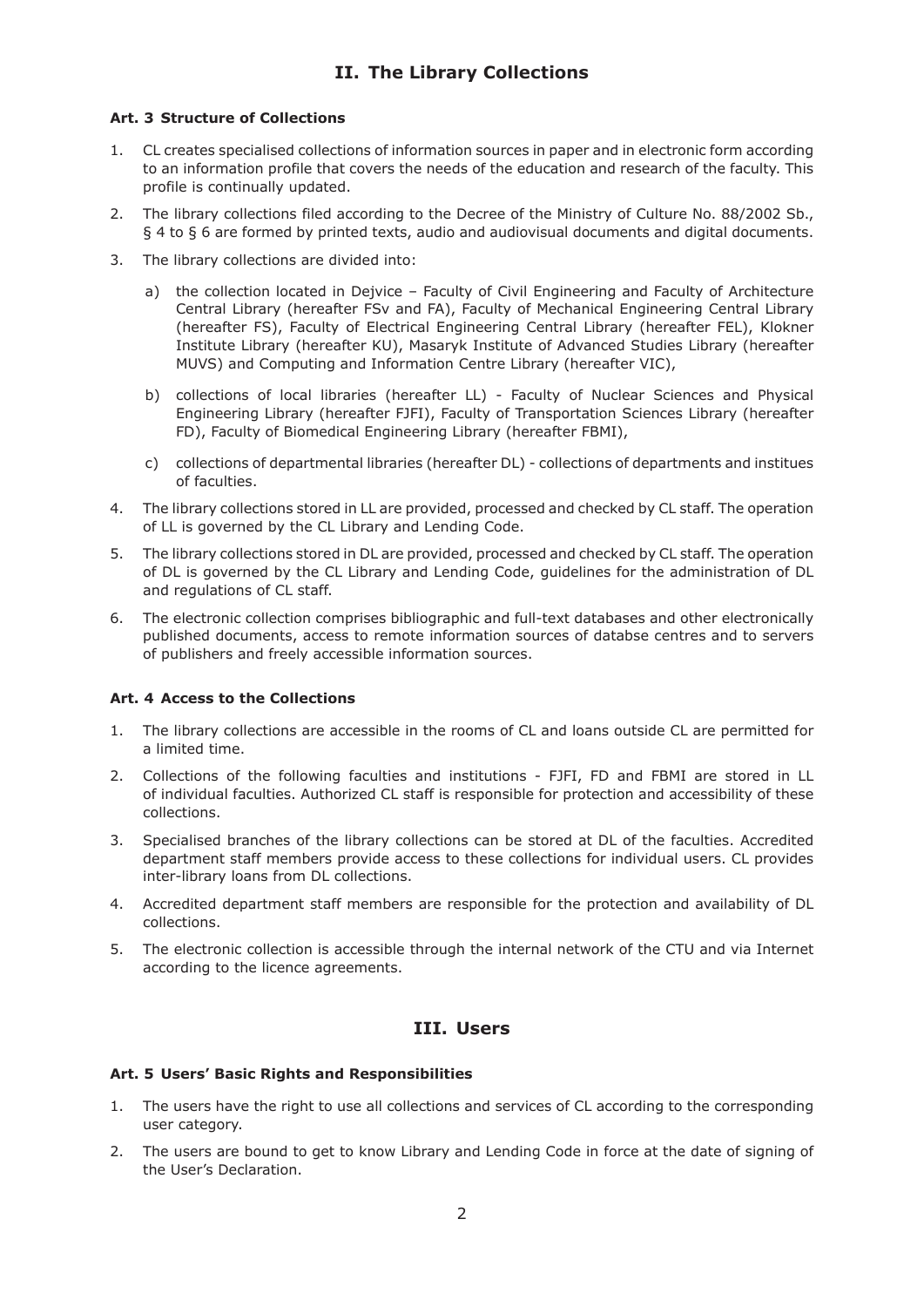## II. The Library Collections

### Art. 3 Structure of Collections

1. CL creates specialised collections of information sources in paper and in electronic form according to an information profile that covers the needs of the education and research of the faculty. This profile is continually updated.
2. The library collections filed according to the Decree of the Ministry of Culture No. 88/2002 Sb., § 4 to § 6 are formed by printed texts, audio and audiovisual documents and digital documents.
3. The library collections are divided into:
   a) the collection located in Dejvice – Faculty of Civil Engineering and Faculty of Architecture Central Library (hereafter FSv and FA), Faculty of Mechanical Engineering Central Library (hereafter FS), Faculty of Electrical Engineering Central Library (hereafter FEL), Klokner Institute Library (hereafter KU), Masaryk Institute of Advanced Studies Library (hereafter MUVS) and Computing and Information Centre Library (hereafter VIC),
   b) collections of local libraries (hereafter LL) - Faculty of Nuclear Sciences and Physical Engineering Library (hereafter FJFI), Faculty of Transportation Sciences Library (hereafter FD), Faculty of Biomedical Engineering Library (hereafter FBMI),
   c) collections of departmental libraries (hereafter DL) - collections of departments and institues of faculties.
4. The library collections stored in LL are provided, processed and checked by CL staff. The operation of LL is governed by the CL Library and Lending Code.
5. The library collections stored in DL are provided, processed and checked by CL staff. The operation of DL is governed by the CL Library and Lending Code, guidelines for the administration of DL and regulations of CL staff.
6. The electronic collection comprises bibliographic and full-text databases and other electronically published documents, access to remote information sources of databse centres and to servers of publishers and freely accessible information sources.

### Art. 4 Access to the Collections

1. The library collections are accessible in the rooms of CL and loans outside CL are permitted for a limited time.
2. Collections of the following faculties and institutions - FJFI, FD and FBMI are stored in LL of individual faculties. Authorized CL staff is responsible for protection and accessibility of these collections.
3. Specialised branches of the library collections can be stored at DL of the faculties. Accredited department staff members provide access to these collections for individual users. CL provides inter-library loans from DL collections.
4. Accredited department staff members are responsible for the protection and availability of DL collections.
5. The electronic collection is accessible through the internal network of the CTU and via Internet according to the licence agreements.

## III. Users

### Art. 5 Users' Basic Rights and Responsibilities

1. The users have the right to use all collections and services of CL according to the corresponding user category.
2. The users are bound to get to know Library and Lending Code in force at the date of signing of the User's Declaration.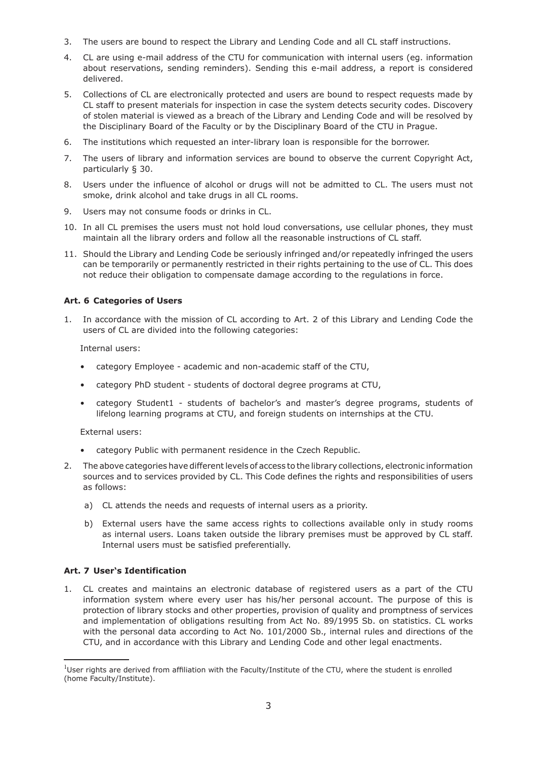3. The users are bound to respect the Library and Lending Code and all CL staff instructions.
4. CL are using e-mail address of the CTU for communication with internal users (eg. information about reservations, sending reminders). Sending this e-mail address, a report is considered delivered.
5. Collections of CL are electronically protected and users are bound to respect requests made by CL staff to present materials for inspection in case the system detects security codes. Discovery of stolen material is viewed as a breach of the Library and Lending Code and will be resolved by the Disciplinary Board of the Faculty or by the Disciplinary Board of the CTU in Prague.
6. The institutions which requested an inter-library loan is responsible for the borrower.
7. The users of library and information services are bound to observe the current Copyright Act, particularly § 30.
8. Users under the influence of alcohol or drugs will not be admitted to CL. The users must not smoke, drink alcohol and take drugs in all CL rooms.
9. Users may not consume foods or drinks in CL.
10. In all CL premises the users must not hold loud conversations, use cellular phones, they must maintain all the library orders and follow all the reasonable instructions of CL staff.
11. Should the Library and Lending Code be seriously infringed and/or repeatedly infringed the users can be temporarily or permanently restricted in their rights pertaining to the use of CL. This does not reduce their obligation to compensate damage according to the regulations in force.

### Art. 6 Categories of Users

1. In accordance with the mission of CL according to Art. 2 of this Library and Lending Code the users of CL are divided into the following categories:

   Internal users:

   - category Employee - academic and non-academic staff of the CTU,
   - category PhD student - students of doctoral degree programs at CTU,
   - category Student[1] - students of bachelor's and master's degree programs, students of lifelong learning programs at CTU, and foreign students on internships at the CTU.

   External users:

   - category Public with permanent residence in the Czech Republic.

2. The above categories have different levels of access to the library collections, electronic information sources and to services provided by CL. This Code defines the rights and responsibilities of users as follows:
   a) CL attends the needs and requests of internal users as a priority.
   b) External users have the same access rights to collections available only in study rooms as internal users. Loans taken outside the library premises must be approved by CL staff. Internal users must be satisfied preferentially.

### Art. 7 User's Identification

1. CL creates and maintains an electronic database of registered users as a part of the CTU information system where every user has his/her personal account. The purpose of this is protection of library stocks and other properties, provision of quality and promptness of services and implementation of obligations resulting from Act No. 89/1995 Sb. on statistics. CL works with the personal data according to Act No. 101/2000 Sb., internal rules and directions of the CTU, and in accordance with this Library and Lending Code and other legal enactments.

---

[1] User rights are derived from affiliation with the Faculty/Institute of the CTU, where the student is enrolled (home Faculty/Institute).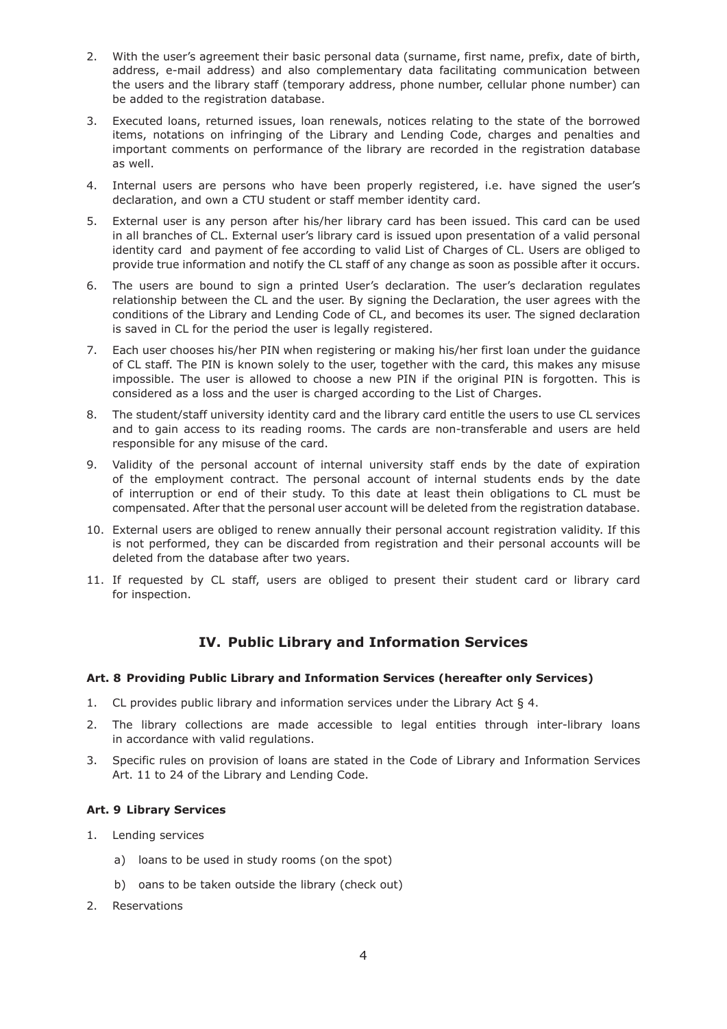2. With the user's agreement their basic personal data (surname, first name, prefix, date of birth, address, e-mail address) and also complementary data facilitating communication between the users and the library staff (temporary address, phone number, cellular phone number) can be added to the registration database.

3. Executed loans, returned issues, loan renewals, notices relating to the state of the borrowed items, notations on infringing of the Library and Lending Code, charges and penalties and important comments on performance of the library are recorded in the registration database as well.

4. Internal users are persons who have been properly registered, i.e. have signed the user's declaration, and own a CTU student or staff member identity card.

5. External user is any person after his/her library card has been issued. This card can be used in all branches of CL. External user's library card is issued upon presentation of a valid personal identity card and payment of fee according to valid List of Charges of CL. Users are obliged to provide true information and notify the CL staff of any change as soon as possible after it occurs.

6. The users are bound to sign a printed User's declaration. The user's declaration regulates relationship between the CL and the user. By signing the Declaration, the user agrees with the conditions of the Library and Lending Code of CL, and becomes its user. The signed declaration is saved in CL for the period the user is legally registered.

7. Each user chooses his/her PIN when registering or making his/her first loan under the guidance of CL staff. The PIN is known solely to the user, together with the card, this makes any misuse impossible. The user is allowed to choose a new PIN if the original PIN is forgotten. This is considered as a loss and the user is charged according to the List of Charges.

8. The student/staff university identity card and the library card entitle the users to use CL services and to gain access to its reading rooms. The cards are non-transferable and users are held responsible for any misuse of the card.

9. Validity of the personal account of internal university staff ends by the date of expiration of the employment contract. The personal account of internal students ends by the date of interruption or end of their study. To this date at least thein obligations to CL must be compensated. After that the personal user account will be deleted from the registration database.

10. External users are obliged to renew annually their personal account registration validity. If this is not performed, they can be discarded from registration and their personal accounts will be deleted from the database after two years.

11. If requested by CL staff, users are obliged to present their student card or library card for inspection.

## IV. Public Library and Information Services

### Art. 8 Providing Public Library and Information Services (hereafter only Services)

1. CL provides public library and information services under the Library Act § 4.

2. The library collections are made accessible to legal entities through inter-library loans in accordance with valid regulations.

3. Specific rules on provision of loans are stated in the Code of Library and Information Services Art. 11 to 24 of the Library and Lending Code.

### Art. 9 Library Services

1. Lending services
    a) loans to be used in study rooms (on the spot)
    b) oans to be taken outside the library (check out)

2. Reservations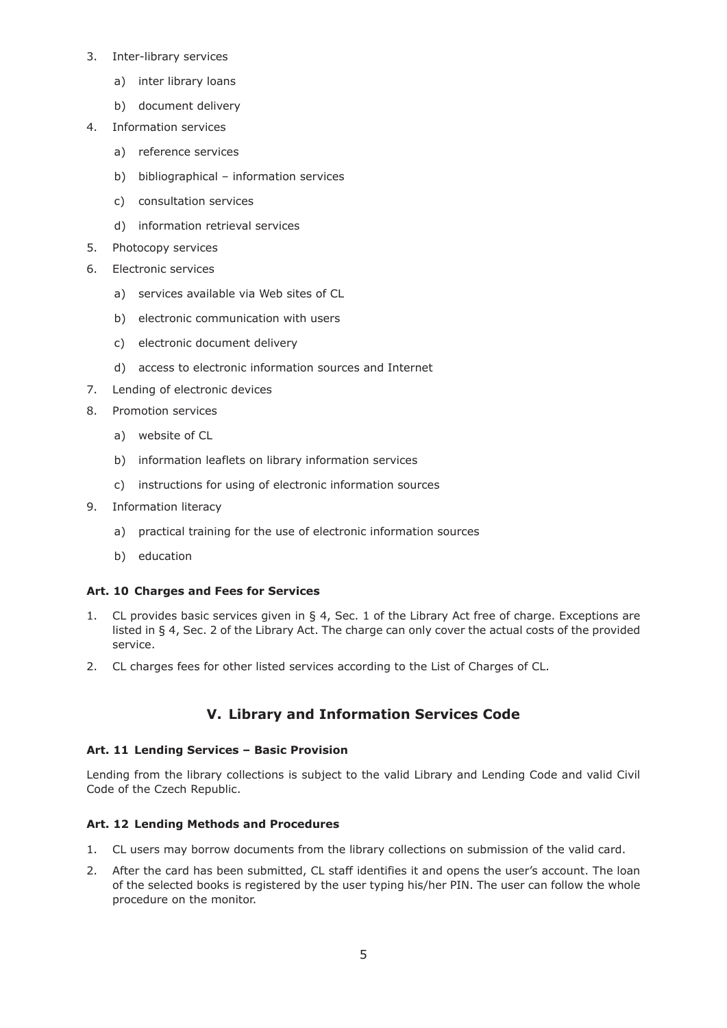3. Inter-library services
    a) inter library loans
    b) document delivery
4. Information services
    a) reference services
    b) bibliographical – information services
    c) consultation services
    d) information retrieval services
5. Photocopy services
6. Electronic services
    a) services available via Web sites of CL
    b) electronic communication with users
    c) electronic document delivery
    d) access to electronic information sources and Internet
7. Lending of electronic devices
8. Promotion services
    a) website of CL
    b) information leaflets on library information services
    c) instructions for using of electronic information sources
9. Information literacy
    a) practical training for the use of electronic information sources
    b) education

#### Art. 10 Charges and Fees for Services

1. CL provides basic services given in § 4, Sec. 1 of the Library Act free of charge. Exceptions are listed in § 4, Sec. 2 of the Library Act. The charge can only cover the actual costs of the provided service.
2. CL charges fees for other listed services according to the List of Charges of CL.

## V. Library and Information Services Code

#### Art. 11 Lending Services – Basic Provision

Lending from the library collections is subject to the valid Library and Lending Code and valid Civil Code of the Czech Republic.

#### Art. 12 Lending Methods and Procedures

1. CL users may borrow documents from the library collections on submission of the valid card.
2. After the card has been submitted, CL staff identifies it and opens the user's account. The loan of the selected books is registered by the user typing his/her PIN. The user can follow the whole procedure on the monitor.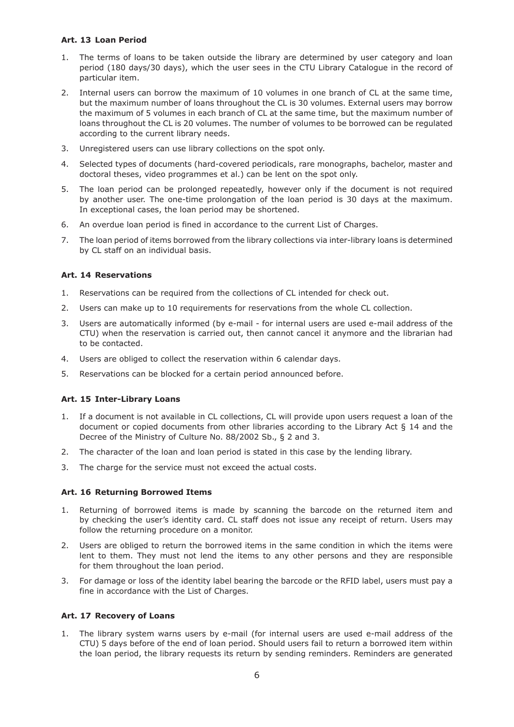### Art. 13 Loan Period

1. The terms of loans to be taken outside the library are determined by user category and loan period (180 days/30 days), which the user sees in the CTU Library Catalogue in the record of particular item.
2. Internal users can borrow the maximum of 10 volumes in one branch of CL at the same time, but the maximum number of loans throughout the CL is 30 volumes. External users may borrow the maximum of 5 volumes in each branch of CL at the same time, but the maximum number of loans throughout the CL is 20 volumes. The number of volumes to be borrowed can be regulated according to the current library needs.
3. Unregistered users can use library collections on the spot only.
4. Selected types of documents (hard-covered periodicals, rare monographs, bachelor, master and doctoral theses, video programmes et al.) can be lent on the spot only.
5. The loan period can be prolonged repeatedly, however only if the document is not required by another user. The one-time prolongation of the loan period is 30 days at the maximum. In exceptional cases, the loan period may be shortened.
6. An overdue loan period is fined in accordance to the current List of Charges.
7. The loan period of items borrowed from the library collections via inter-library loans is determined by CL staff on an individual basis.

### Art. 14 Reservations

1. Reservations can be required from the collections of CL intended for check out.
2. Users can make up to 10 requirements for reservations from the whole CL collection.
3. Users are automatically informed (by e-mail - for internal users are used e-mail address of the CTU) when the reservation is carried out, then cannot cancel it anymore and the librarian had to be contacted.
4. Users are obliged to collect the reservation within 6 calendar days.
5. Reservations can be blocked for a certain period announced before.

### Art. 15 Inter-Library Loans

1. If a document is not available in CL collections, CL will provide upon users request a loan of the document or copied documents from other libraries according to the Library Act § 14 and the Decree of the Ministry of Culture No. 88/2002 Sb., § 2 and 3.
2. The character of the loan and loan period is stated in this case by the lending library.
3. The charge for the service must not exceed the actual costs.

### Art. 16 Returning Borrowed Items

1. Returning of borrowed items is made by scanning the barcode on the returned item and by checking the user's identity card. CL staff does not issue any receipt of return. Users may follow the returning procedure on a monitor.
2. Users are obliged to return the borrowed items in the same condition in which the items were lent to them. They must not lend the items to any other persons and they are responsible for them throughout the loan period.
3. For damage or loss of the identity label bearing the barcode or the RFID label, users must pay a fine in accordance with the List of Charges.

### Art. 17 Recovery of Loans

1. The library system warns users by e-mail (for internal users are used e-mail address of the CTU) 5 days before of the end of loan period. Should users fail to return a borrowed item within the loan period, the library requests its return by sending reminders. Reminders are generated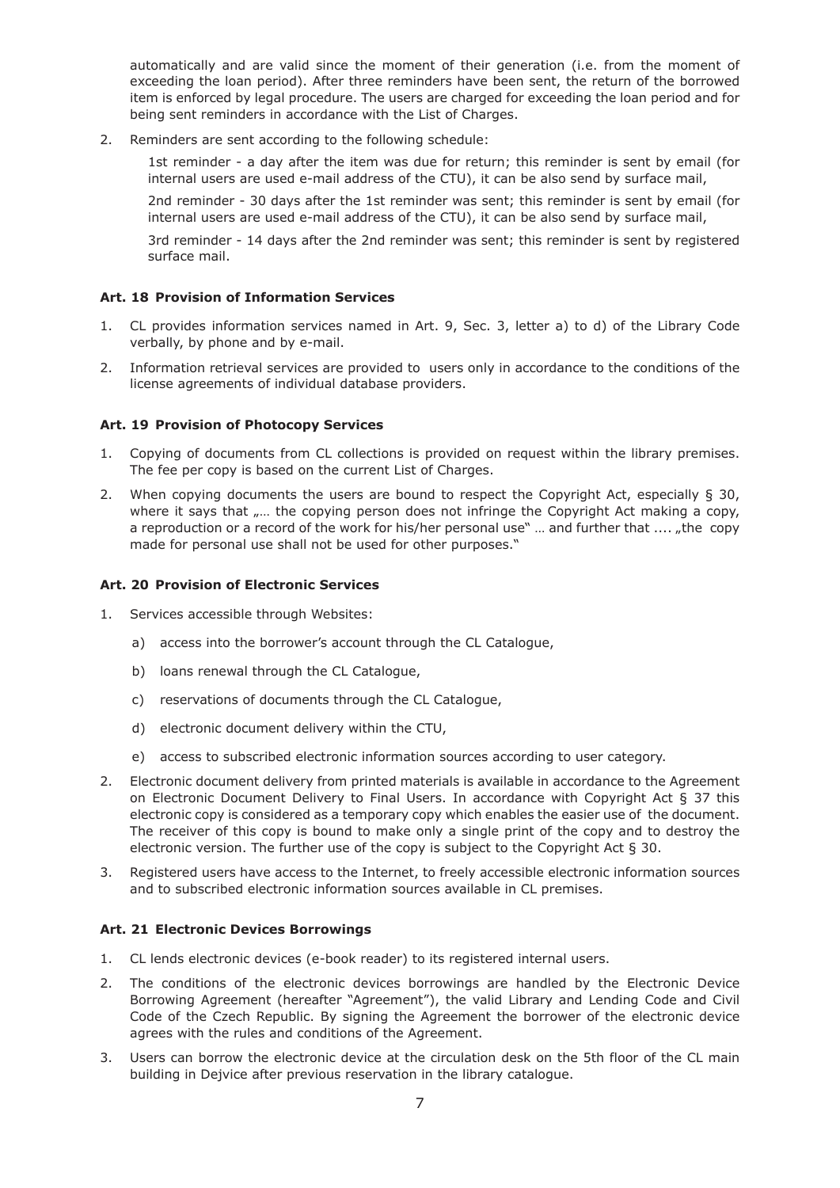automatically and are valid since the moment of their generation (i.e. from the moment of exceeding the loan period). After three reminders have been sent, the return of the borrowed item is enforced by legal procedure. The users are charged for exceeding the loan period and for being sent reminders in accordance with the List of Charges.

2. Reminders are sent according to the following schedule:

   1st reminder - a day after the item was due for return; this reminder is sent by email (for internal users are used e-mail address of the CTU), it can be also send by surface mail,

   2nd reminder - 30 days after the 1st reminder was sent; this reminder is sent by email (for internal users are used e-mail address of the CTU), it can be also send by surface mail,

   3rd reminder - 14 days after the 2nd reminder was sent; this reminder is sent by registered surface mail.

**Art. 18 Provision of Information Services**

1. CL provides information services named in Art. 9, Sec. 3, letter a) to d) of the Library Code verbally, by phone and by e-mail.
2. Information retrieval services are provided to users only in accordance to the conditions of the license agreements of individual database providers.

**Art. 19 Provision of Photocopy Services**

1. Copying of documents from CL collections is provided on request within the library premises. The fee per copy is based on the current List of Charges.
2. When copying documents the users are bound to respect the Copyright Act, especially § 30, where it says that „… the copying person does not infringe the Copyright Act making a copy, a reproduction or a record of the work for his/her personal use" … and further that .... „the copy made for personal use shall not be used for other purposes."

**Art. 20 Provision of Electronic Services**

1. Services accessible through Websites:
   a) access into the borrower's account through the CL Catalogue,
   b) loans renewal through the CL Catalogue,
   c) reservations of documents through the CL Catalogue,
   d) electronic document delivery within the CTU,
   e) access to subscribed electronic information sources according to user category.
2. Electronic document delivery from printed materials is available in accordance to the Agreement on Electronic Document Delivery to Final Users. In accordance with Copyright Act § 37 this electronic copy is considered as a temporary copy which enables the easier use of the document. The receiver of this copy is bound to make only a single print of the copy and to destroy the electronic version. The further use of the copy is subject to the Copyright Act § 30.
3. Registered users have access to the Internet, to freely accessible electronic information sources and to subscribed electronic information sources available in CL premises.

**Art. 21 Electronic Devices Borrowings**

1. CL lends electronic devices (e-book reader) to its registered internal users.
2. The conditions of the electronic devices borrowings are handled by the Electronic Device Borrowing Agreement (hereafter "Agreement"), the valid Library and Lending Code and Civil Code of the Czech Republic. By signing the Agreement the borrower of the electronic device agrees with the rules and conditions of the Agreement.
3. Users can borrow the electronic device at the circulation desk on the 5th floor of the CL main building in Dejvice after previous reservation in the library catalogue.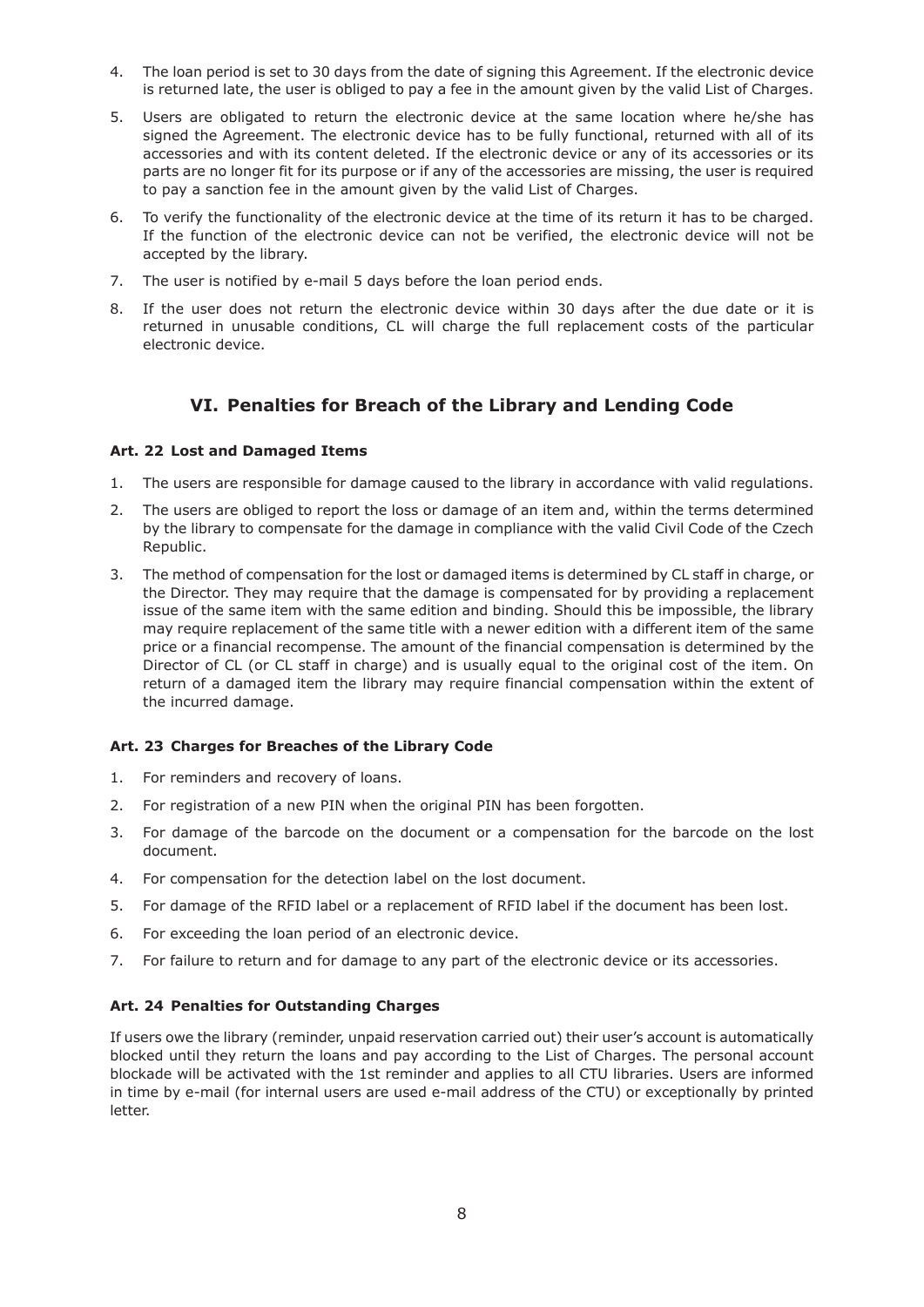4. The loan period is set to 30 days from the date of signing this Agreement. If the electronic device is returned late, the user is obliged to pay a fee in the amount given by the valid List of Charges.
5. Users are obligated to return the electronic device at the same location where he/she has signed the Agreement. The electronic device has to be fully functional, returned with all of its accessories and with its content deleted. If the electronic device or any of its accessories or its parts are no longer fit for its purpose or if any of the accessories are missing, the user is required to pay a sanction fee in the amount given by the valid List of Charges.
6. To verify the functionality of the electronic device at the time of its return it has to be charged. If the function of the electronic device can not be verified, the electronic device will not be accepted by the library.
7. The user is notified by e-mail 5 days before the loan period ends.
8. If the user does not return the electronic device within 30 days after the due date or it is returned in unusable conditions, CL will charge the full replacement costs of the particular electronic device.

## VI. Penalties for Breach of the Library and Lending Code

### Art. 22 Lost and Damaged Items

1. The users are responsible for damage caused to the library in accordance with valid regulations.
2. The users are obliged to report the loss or damage of an item and, within the terms determined by the library to compensate for the damage in compliance with the valid Civil Code of the Czech Republic.
3. The method of compensation for the lost or damaged items is determined by CL staff in charge, or the Director. They may require that the damage is compensated for by providing a replacement issue of the same item with the same edition and binding. Should this be impossible, the library may require replacement of the same title with a newer edition with a different item of the same price or a financial recompense. The amount of the financial compensation is determined by the Director of CL (or CL staff in charge) and is usually equal to the original cost of the item. On return of a damaged item the library may require financial compensation within the extent of the incurred damage.

### Art. 23 Charges for Breaches of the Library Code

1. For reminders and recovery of loans.
2. For registration of a new PIN when the original PIN has been forgotten.
3. For damage of the barcode on the document or a compensation for the barcode on the lost document.
4. For compensation for the detection label on the lost document.
5. For damage of the RFID label or a replacement of RFID label if the document has been lost.
6. For exceeding the loan period of an electronic device.
7. For failure to return and for damage to any part of the electronic device or its accessories.

### Art. 24 Penalties for Outstanding Charges

If users owe the library (reminder, unpaid reservation carried out) their user's account is automatically blocked until they return the loans and pay according to the List of Charges. The personal account blockade will be activated with the 1st reminder and applies to all CTU libraries. Users are informed in time by e-mail (for internal users are used e-mail address of the CTU) or exceptionally by printed letter.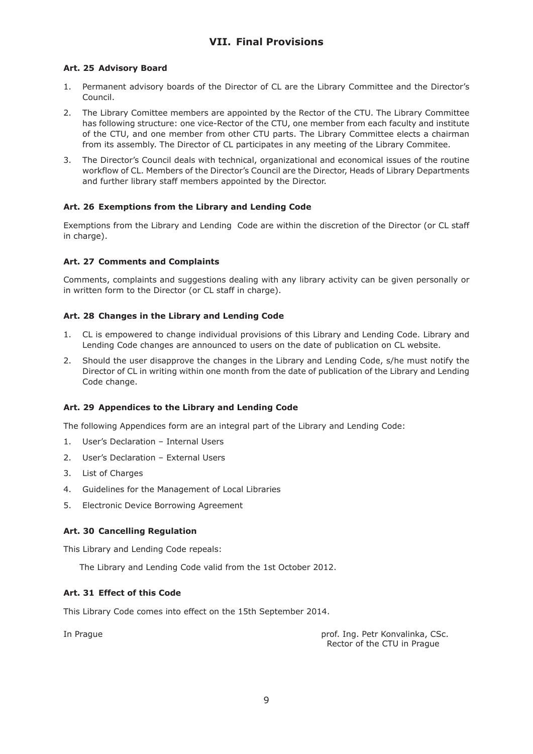## VII. Final Provisions

### Art. 25 Advisory Board

1. Permanent advisory boards of the Director of CL are the Library Committee and the Director's Council.
2. The Library Comittee members are appointed by the Rector of the CTU. The Library Committee has following structure: one vice-Rector of the CTU, one member from each faculty and institute of the CTU, and one member from other CTU parts. The Library Committee elects a chairman from its assembly. The Director of CL participates in any meeting of the Library Commitee.
3. The Director's Council deals with technical, organizational and economical issues of the routine workflow of CL. Members of the Director's Council are the Director, Heads of Library Departments and further library staff members appointed by the Director.

### Art. 26 Exemptions from the Library and Lending Code

Exemptions from the Library and Lending Code are within the discretion of the Director (or CL staff in charge).

### Art. 27 Comments and Complaints

Comments, complaints and suggestions dealing with any library activity can be given personally or in written form to the Director (or CL staff in charge).

### Art. 28 Changes in the Library and Lending Code

1. CL is empowered to change individual provisions of this Library and Lending Code. Library and Lending Code changes are announced to users on the date of publication on CL website.
2. Should the user disapprove the changes in the Library and Lending Code, s/he must notify the Director of CL in writing within one month from the date of publication of the Library and Lending Code change.

### Art. 29 Appendices to the Library and Lending Code

The following Appendices form are an integral part of the Library and Lending Code:

1. User's Declaration – Internal Users
2. User's Declaration – External Users
3. List of Charges
4. Guidelines for the Management of Local Libraries
5. Electronic Device Borrowing Agreement

### Art. 30 Cancelling Regulation

This Library and Lending Code repeals:

The Library and Lending Code valid from the 1st October 2012.

### Art. 31 Effect of this Code

This Library Code comes into effect on the 15th September 2014.

In Prague

prof. Ing. Petr Konvalinka, CSc.
Rector of the CTU in Prague